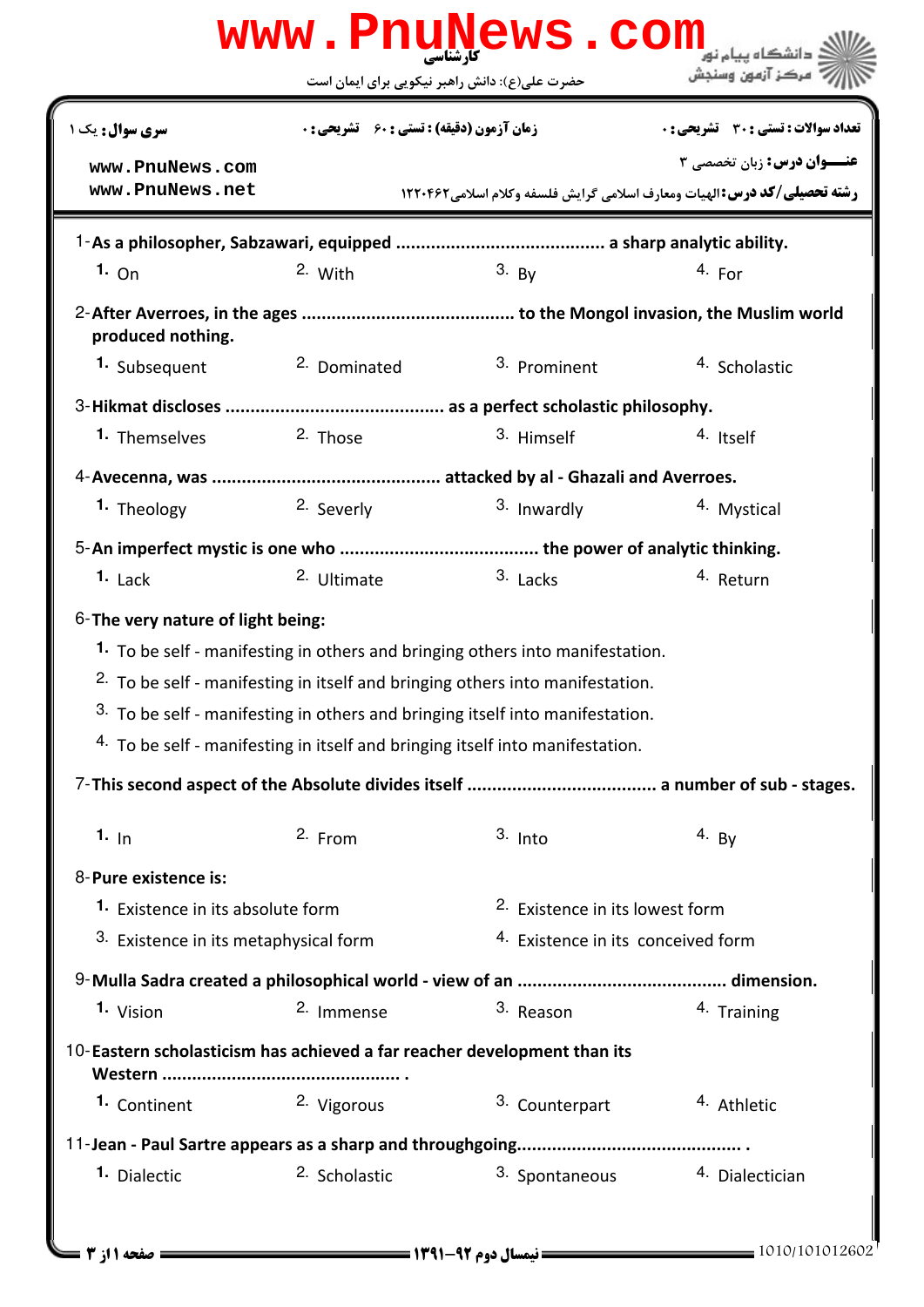کارشناسی

حضرت علی(ع): دانش راهبر نیکویی برای ایمان است

دانشگاه پیام نور
مرکز آزمون وسنجش

| سری سوال: یک ۱ | زمان آزمون (دقیقه) : تستی : ۶۰ تشریحی : ۰ | تعداد سوالات : تستی : ۳۰ تشریحی : ۰ |
|---|---|---|
| www.PnuNews.com www.PnuNews.net | | عنـــوان درس: زبان تخصصی ۳ |
| | | رشته تحصیلی/کد درس: الهیات ومعارف اسلامی گرایش فلسفه وکلام اسلامی ۱۲۲۰۴۶۲ |

1-As a philosopher, Sabzawari, equipped .......................................... a sharp analytic ability.

1. On
2. With
3. By
4. For

2-After Averroes, in the ages .......................................... to the Mongol invasion, the Muslim world produced nothing.

1. Subsequent
2. Dominated
3. Prominent
4. Scholastic

3-Hikmat discloses .......................................... as a perfect scholastic philosophy.

1. Themselves
2. Those
3. Himself
4. Itself

4-Avecenna, was .......................................... attacked by al - Ghazali and Averroes.

1. Theology
2. Severly
3. Inwardly
4. Mystical

5-An imperfect mystic is one who .......................................... the power of analytic thinking.

1. Lack
2. Ultimate
3. Lacks
4. Return

6-The very nature of light being:

1. To be self - manifesting in others and bringing others into manifestation.
2. To be self - manifesting in itself and bringing others into manifestation.
3. To be self - manifesting in others and bringing itself into manifestation.
4. To be self - manifesting in itself and bringing itself into manifestation.

7-This second aspect of the Absolute divides itself .......................................... a number of sub - stages.

1. In
2. From
3. Into
4. By

8-Pure existence is:

1. Existence in its absolute form
2. Existence in its lowest form
3. Existence in its metaphysical form
4. Existence in its conceived form

9-Mulla Sadra created a philosophical world - view of an .......................................... dimension.

1. Vision
2. Immense
3. Reason
4. Training

10-Eastern scholasticism has achieved a far reacher development than its Western .......................................... .

1. Continent
2. Vigorous
3. Counterpart
4. Athletic

11-Jean - Paul Sartre appears as a sharp and throughgoing.......................................... .

1. Dialectic
2. Scholastic
3. Spontaneous
4. Dialectician

نیمسال دوم ۹۲-۱۳۹۱

1010/101012602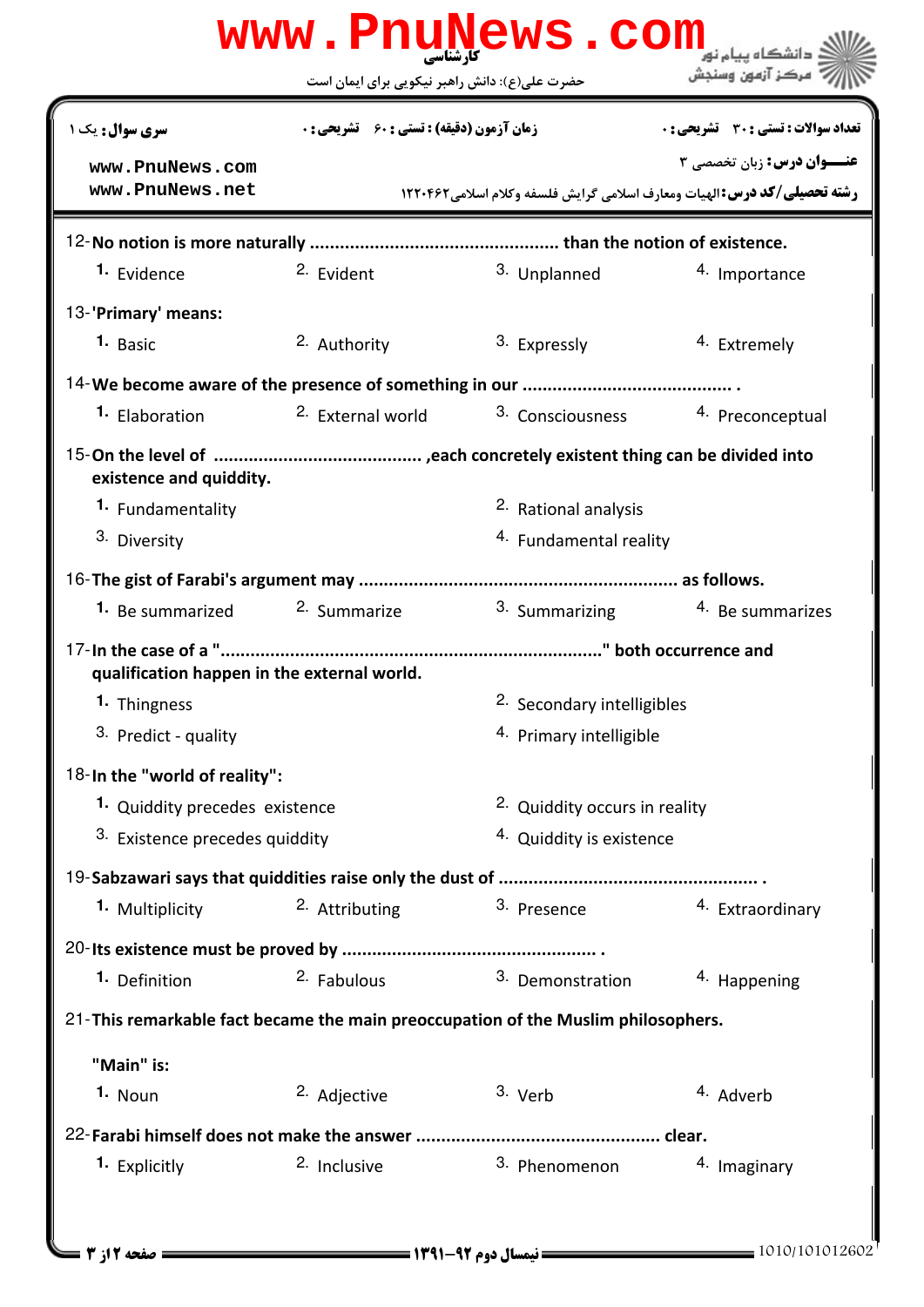کارشناسی

حضرت علی(ع): دانش راهبر نیکویی برای ایمان است

سری سوال: یک ۱ | زمان آزمون (دقیقه) : تستی : ۶۰ تشریحی : ۰ | تعداد سوالات : تستی : ۳۰ تشریحی : ۰

عنـــوان درس: زبان تخصصی ۳

رشته تحصیلی/کد درس: الهیات ومعارف اسلامی گرایش فلسفه وکلام اسلامی۱۲۲۰۴۶۲

12-**No notion is more naturally ................................................ than the notion of existence.**

1. Evidence
2. Evident
3. Unplanned
4. Importance

13-**'Primary' means:**

1. Basic
2. Authority
3. Expressly
4. Extremely

14-**We become aware of the presence of something in our ......................................... .**

1. Elaboration
2. External world
3. Consciousness
4. Preconceptual

15-**On the level of ......................................... ,each concretely existent thing can be divided into existence and quiddity.**

1. Fundamentality
2. Rational analysis
3. Diversity
4. Fundamental reality

16-**The gist of Farabi's argument may ............................................................... as follows.**

1. Be summarized
2. Summarize
3. Summarizing
4. Be summarizes

17-**In the case of a "..........................................................................." both occurrence and qualification happen in the external world.**

1. Thingness
2. Secondary intelligibles
3. Predict - quality
4. Primary intelligible

18-**In the "world of reality":**

1. Quiddity precedes existence
2. Quiddity occurs in reality
3. Existence precedes quiddity
4. Quiddity is existence

19-**Sabzawari says that quiddities raise only the dust of .................................................. .**

1. Multiplicity
2. Attributing
3. Presence
4. Extraordinary

20-**Its existence must be proved by ................................................. .**

1. Definition
2. Fabulous
3. Demonstration
4. Happening

21-**This remarkable fact became the main preoccupation of the Muslim philosophers.**

**"Main" is:**

1. Noun
2. Adjective
3. Verb
4. Adverb

22-**Farabi himself does not make the answer ............................................... clear.**

1. Explicitly
2. Inclusive
3. Phenomenon
4. Imaginary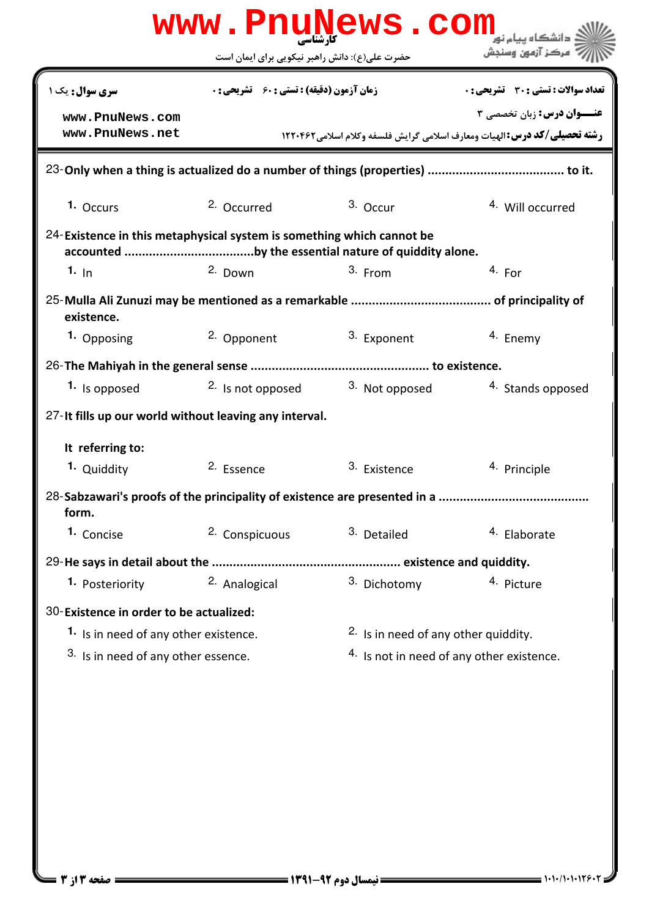23-**Only when a thing is actualized do a number of things (properties) ...................................... to it.**

1. Occurs
2. Occurred
3. Occur
4. Will occurred

24-**Existence in this metaphysical system is something which cannot be accounted ....................................by the essential nature of quiddity alone.**

1. In
2. Down
3. From
4. For

25-**Mulla Ali Zunuzi may be mentioned as a remarkable ....................................... of principality of existence.**

1. Opposing
2. Opponent
3. Exponent
4. Enemy

26-**The Mahiyah in the general sense ................................................. to existence.**

1. Is opposed
2. Is not opposed
3. Not opposed
4. Stands opposed

27-**It fills up our world without leaving any interval.**

**It referring to:**

1. Quiddity
2. Essence
3. Existence
4. Principle

28-**Sabzawari's proofs of the principality of existence are presented in a .......................................... form.**

1. Concise
2. Conspicuous
3. Detailed
4. Elaborate

29-**He says in detail about the .................................................... existence and quiddity.**

1. Posteriority
2. Analogical
3. Dichotomy
4. Picture

30-**Existence in order to be actualized:**

1. Is in need of any other existence.
2. Is in need of any other quiddity.
3. Is in need of any other essence.
4. Is not in need of any other existence.